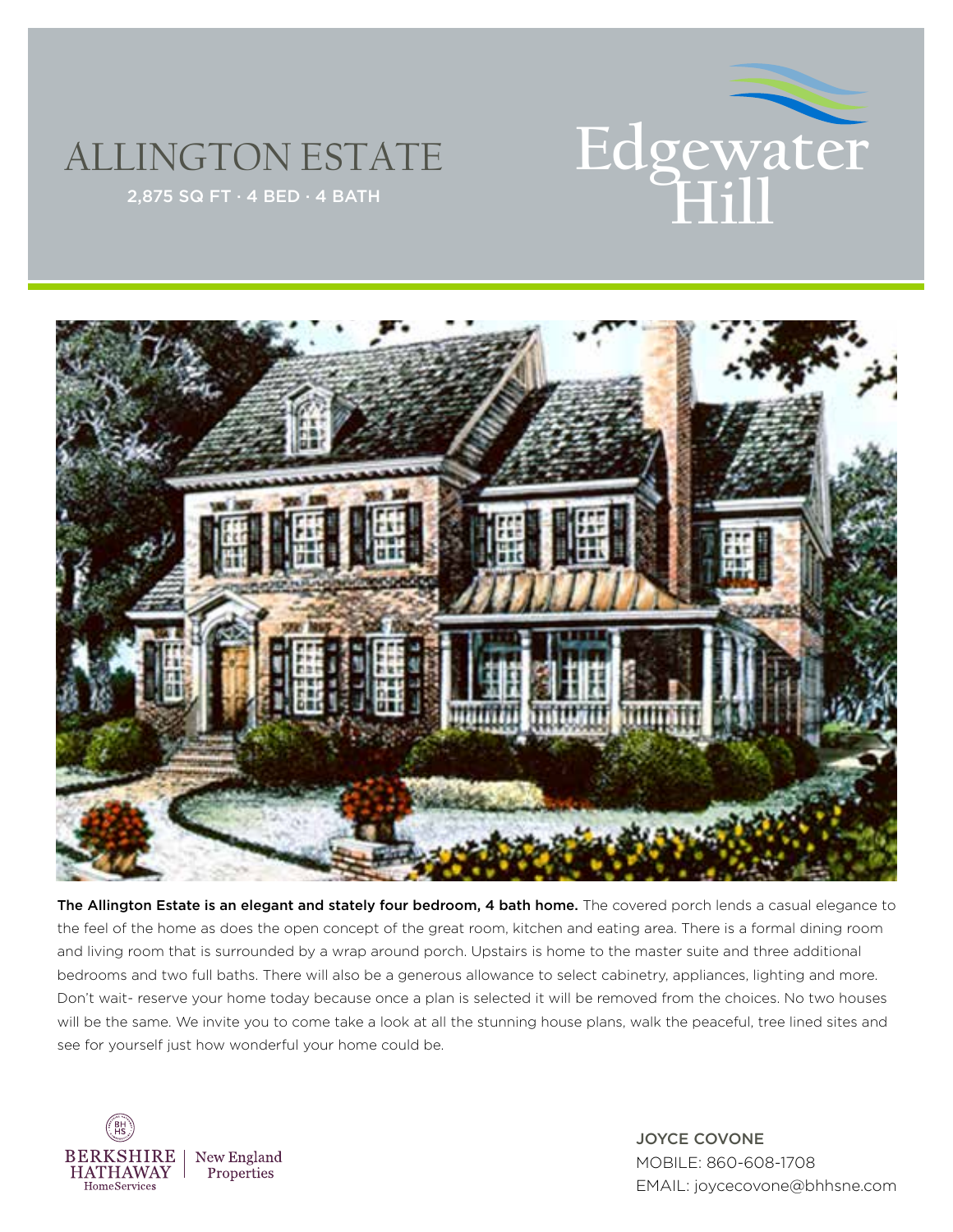# ALLINGTON ESTATE

2,875 SQ FT · 4 BED · 4 BATH

Edgewater Hill

**The Allington Estate is an elegant and stately four bedroom, 4 bath home.** The covered porch lends a casual elegance to the feel of the home as does the open concept of the great room, kitchen and eating area. There is a formal dining room and living room that is surrounded by a wrap around porch. Upstairs is home to the master suite and three additional bedrooms and two full baths. There will also be a generous allowance to select cabinetry, appliances, lighting and more. Don't wait- reserve your home today because once a plan is selected it will be removed from the choices. No two houses will be the same. We invite you to come take a look at all the stunning house plans, walk the peaceful, tree lined sites and see for yourself just how wonderful your home could be.

BERKSHIRE HATHAWAY HomeServices | New England Properties

JOYCE COVONE
MOBILE: 860-608-1708
EMAIL: joycecovone@bhhsne.com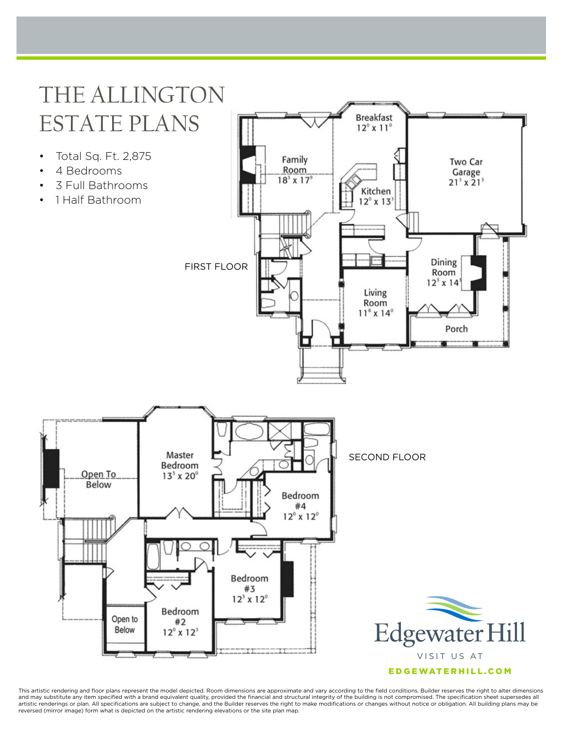# THE ALLINGTON ESTATE PLANS

- Total Sq. Ft. 2,875
- 4 Bedrooms
- 3 Full Bathrooms
- 1 Half Bathroom

FIRST FLOOR

Breakfast
12⁰ x 11⁰

Family Room
18³ x 17⁹

Kitchen
12⁰ x 13³

Two Car Garage
21³ x 21³

Dining Room
12³ x 14³

Living Room
11⁸ x 14⁰

Porch

SECOND FLOOR

Open To Below

Master Bedroom
13³ x 20⁰

Bedroom #4
12⁰ x 12⁰

Bedroom #3
12³ x 12⁰

Open to Below

Bedroom #2
12⁰ x 12³

Edgewater Hill

VISIT US AT

EDGEWATERHILL.COM

This artistic rendering and floor plans represent the model depicted. Room dimensions are approximate and vary according to the field conditions. Builder reserves the right to alter dimensions and may substitute any item specified with a brand equivalent quality, provided the financial and structural integrity of the building is not compromised. The specification sheet supersedes all artistic renderings or plan. All specifications are subject to change, and the Builder reserves the right to make modifications or changes without notice or obligation. All building plans may be reversed (mirror image) form what is depicted on the artistic rendering elevations or the site plan map.